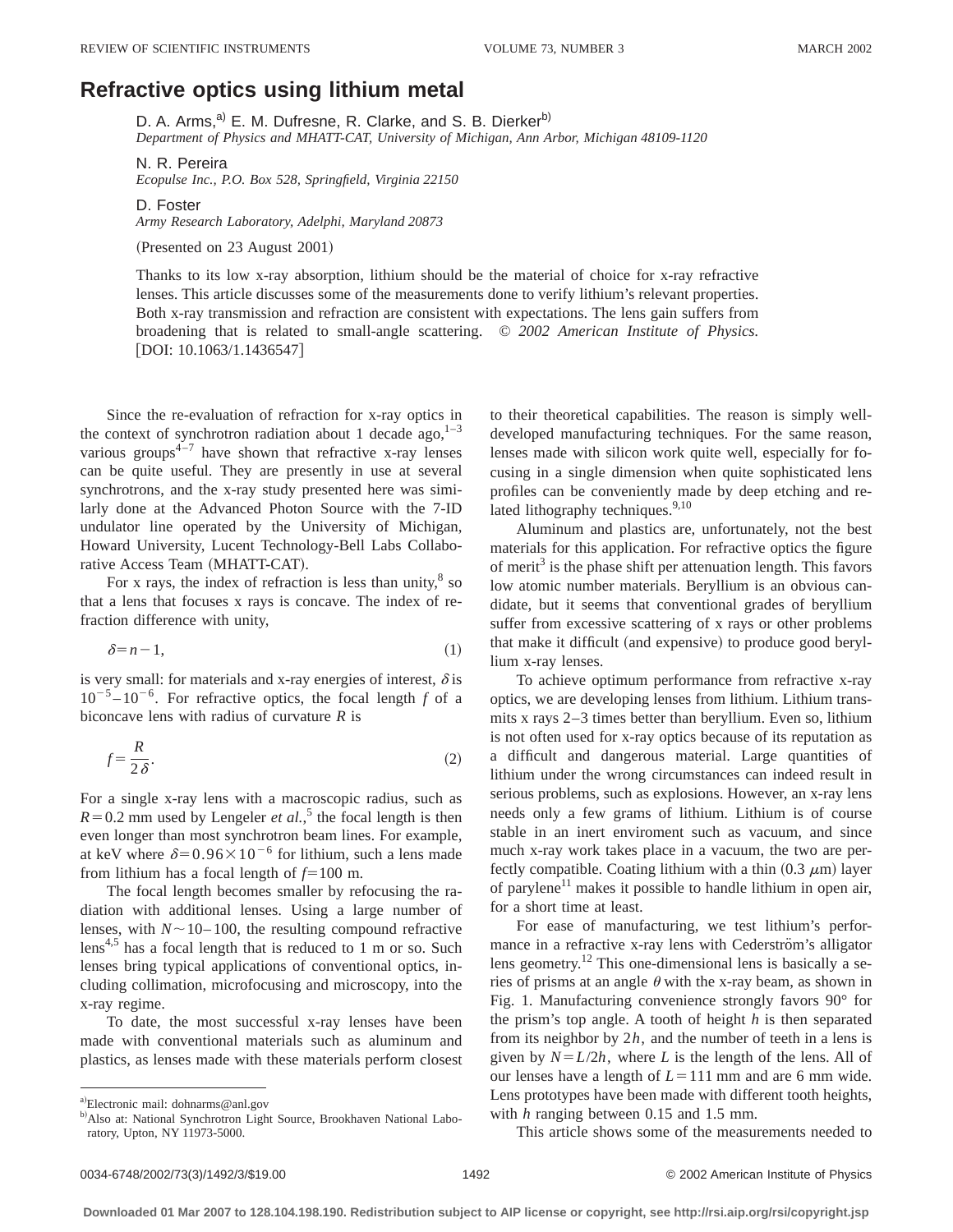# Refractive optics using lithium metal

D. A. Arms,[a)] E. M. Dufresne, R. Clarke, and S. B. Dierker[b)]
*Department of Physics and MHATT-CAT, University of Michigan, Ann Arbor, Michigan 48109-1120*

N. R. Pereira
*Ecopulse Inc., P.O. Box 528, Springfield, Virginia 22150*

D. Foster
*Army Research Laboratory, Adelphi, Maryland 20873*

(Presented on 23 August 2001)

Thanks to its low x-ray absorption, lithium should be the material of choice for x-ray refractive lenses. This article discusses some of the measurements done to verify lithium's relevant properties. Both x-ray transmission and refraction are consistent with expectations. The lens gain suffers from broadening that is related to small-angle scattering. © *2002 American Institute of Physics.* [DOI: 10.1063/1.1436547]

Since the re-evaluation of refraction for x-ray optics in the context of synchrotron radiation about 1 decade ago,[1–3] various groups[4–7] have shown that refractive x-ray lenses can be quite useful. They are presently in use at several synchrotrons, and the x-ray study presented here was similarly done at the Advanced Photon Source with the 7-ID undulator line operated by the University of Michigan, Howard University, Lucent Technology-Bell Labs Collaborative Access Team (MHATT-CAT).

For x rays, the index of refraction is less than unity,[8] so that a lens that focuses x rays is concave. The index of refraction difference with unity,

$$\delta = n - 1, \tag{1}$$

is very small: for materials and x-ray energies of interest, $\delta$ is $10^{-5}$–$10^{-6}$. For refractive optics, the focal length $f$ of a biconcave lens with radius of curvature $R$ is

$$f = \frac{R}{2\delta}. \tag{2}$$

For a single x-ray lens with a macroscopic radius, such as $R = 0.2$ mm used by Lengeler *et al.*,[5] the focal length is then even longer than most synchrotron beam lines. For example, at keV where $\delta = 0.96 \times 10^{-6}$ for lithium, such a lens made from lithium has a focal length of $f = 100$ m.

The focal length becomes smaller by refocusing the radiation with additional lenses. Using a large number of lenses, with $N \sim 10$–$100$, the resulting compound refractive lens[4,5] has a focal length that is reduced to 1 m or so. Such lenses bring typical applications of conventional optics, including collimation, microfocusing and microscopy, into the x-ray regime.

To date, the most successful x-ray lenses have been made with conventional materials such as aluminum and plastics, as lenses made with these materials perform closest to their theoretical capabilities. The reason is simply well-developed manufacturing techniques. For the same reason, lenses made with silicon work quite well, especially for focusing in a single dimension when quite sophisticated lens profiles can be conveniently made by deep etching and related lithography techniques.[9,10]

Aluminum and plastics are, unfortunately, not the best materials for this application. For refractive optics the figure of merit[3] is the phase shift per attenuation length. This favors low atomic number materials. Beryllium is an obvious candidate, but it seems that conventional grades of beryllium suffer from excessive scattering of x rays or other problems that make it difficult (and expensive) to produce good beryllium x-ray lenses.

To achieve optimum performance from refractive x-ray optics, we are developing lenses from lithium. Lithium transmits x rays 2–3 times better than beryllium. Even so, lithium is not often used for x-ray optics because of its reputation as a difficult and dangerous material. Large quantities of lithium under the wrong circumstances can indeed result in serious problems, such as explosions. However, an x-ray lens needs only a few grams of lithium. Lithium is of course stable in an inert enviroment such as vacuum, and since much x-ray work takes place in a vacuum, the two are perfectly compatible. Coating lithium with a thin (0.3 $\mu$m) layer of parylene[11] makes it possible to handle lithium in open air, for a short time at least.

For ease of manufacturing, we test lithium's performance in a refractive x-ray lens with Cederström's alligator lens geometry.[12] This one-dimensional lens is basically a series of prisms at an angle $\theta$ with the x-ray beam, as shown in Fig. 1. Manufacturing convenience strongly favors 90° for the prism's top angle. A tooth of height $h$ is then separated from its neighbor by $2h$, and the number of teeth in a lens is given by $N = L/2h$, where $L$ is the length of the lens. All of our lenses have a length of $L = 111$ mm and are 6 mm wide. Lens prototypes have been made with different tooth heights, with $h$ ranging between 0.15 and 1.5 mm.

This article shows some of the measurements needed to

---

[a)]Electronic mail: dohnarms@anl.gov
[b)]Also at: National Synchrotron Light Source, Brookhaven National Laboratory, Upton, NY 11973-5000.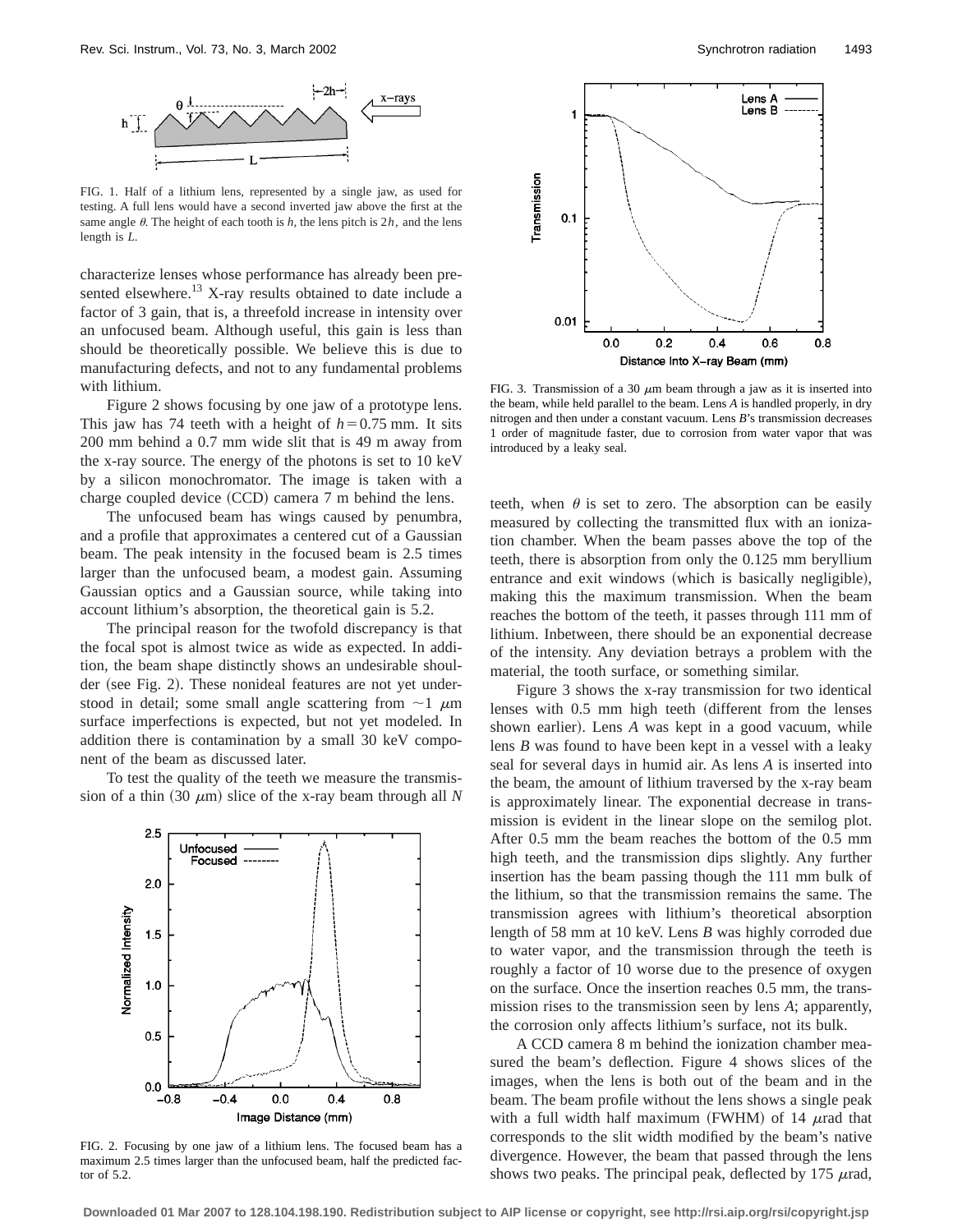FIG. 1. Half of a lithium lens, represented by a single jaw, as used for testing. A full lens would have a second inverted jaw above the first at the same angle $\theta$. The height of each tooth is $h$, the lens pitch is $2h$, and the lens length is $L$.

characterize lenses whose performance has already been presented elsewhere.[13] X-ray results obtained to date include a factor of 3 gain, that is, a threefold increase in intensity over an unfocused beam. Although useful, this gain is less than should be theoretically possible. We believe this is due to manufacturing defects, and not to any fundamental problems with lithium.

Figure 2 shows focusing by one jaw of a prototype lens. This jaw has 74 teeth with a height of $h = 0.75$ mm. It sits 200 mm behind a 0.7 mm wide slit that is 49 m away from the x-ray source. The energy of the photons is set to 10 keV by a silicon monochromator. The image is taken with a charge coupled device (CCD) camera 7 m behind the lens.

The unfocused beam has wings caused by penumbra, and a profile that approximates a centered cut of a Gaussian beam. The peak intensity in the focused beam is 2.5 times larger than the unfocused beam, a modest gain. Assuming Gaussian optics and a Gaussian source, while taking into account lithium's absorption, the theoretical gain is 5.2.

The principal reason for the twofold discrepancy is that the focal spot is almost twice as wide as expected. In addition, the beam shape distinctly shows an undesirable shoulder (see Fig. 2). These nonideal features are not yet understood in detail; some small angle scattering from $\sim 1$ $\mu$m surface imperfections is expected, but not yet modeled. In addition there is contamination by a small 30 keV component of the beam as discussed later.

To test the quality of the teeth we measure the transmission of a thin (30 $\mu$m) slice of the x-ray beam through all $N$ teeth, when $\theta$ is set to zero. The absorption can be easily measured by collecting the transmitted flux with an ionization chamber. When the beam passes above the top of the teeth, there is absorption from only the 0.125 mm beryllium entrance and exit windows (which is basically negligible), making this the maximum transmission. When the beam reaches the bottom of the teeth, it passes through 111 mm of lithium. Inbetween, there should be an exponential decrease of the intensity. Any deviation betrays a problem with the material, the tooth surface, or something similar.

FIG. 2. Focusing by one jaw of a lithium lens. The focused beam has a maximum 2.5 times larger than the unfocused beam, half the predicted factor of 5.2.

FIG. 3. Transmission of a 30 $\mu$m beam through a jaw as it is inserted into the beam, while held parallel to the beam. Lens $A$ is handled properly, in dry nitrogen and then under a constant vacuum. Lens $B$'s transmission decreases 1 order of magnitude faster, due to corrosion from water vapor that was introduced by a leaky seal.

Figure 3 shows the x-ray transmission for two identical lenses with 0.5 mm high teeth (different from the lenses shown earlier). Lens $A$ was kept in a good vacuum, while lens $B$ was found to have been kept in a vessel with a leaky seal for several days in humid air. As lens $A$ is inserted into the beam, the amount of lithium traversed by the x-ray beam is approximately linear. The exponential decrease in transmission is evident in the linear slope on the semilog plot. After 0.5 mm the beam reaches the bottom of the 0.5 mm high teeth, and the transmission dips slightly. Any further insertion has the beam passing though the 111 mm bulk of the lithium, so that the transmission remains the same. The transmission agrees with lithium's theoretical absorption length of 58 mm at 10 keV. Lens $B$ was highly corroded due to water vapor, and the transmission through the teeth is roughly a factor of 10 worse due to the presence of oxygen on the surface. Once the insertion reaches 0.5 mm, the transmission rises to the transmission seen by lens $A$; apparently, the corrosion only affects lithium's surface, not its bulk.

A CCD camera 8 m behind the ionization chamber measured the beam's deflection. Figure 4 shows slices of the images, when the lens is both out of the beam and in the beam. The beam profile without the lens shows a single peak with a full width half maximum (FWHM) of 14 $\mu$rad that corresponds to the slit width modified by the beam's native divergence. However, the beam that passed through the lens shows two peaks. The principal peak, deflected by 175 $\mu$rad,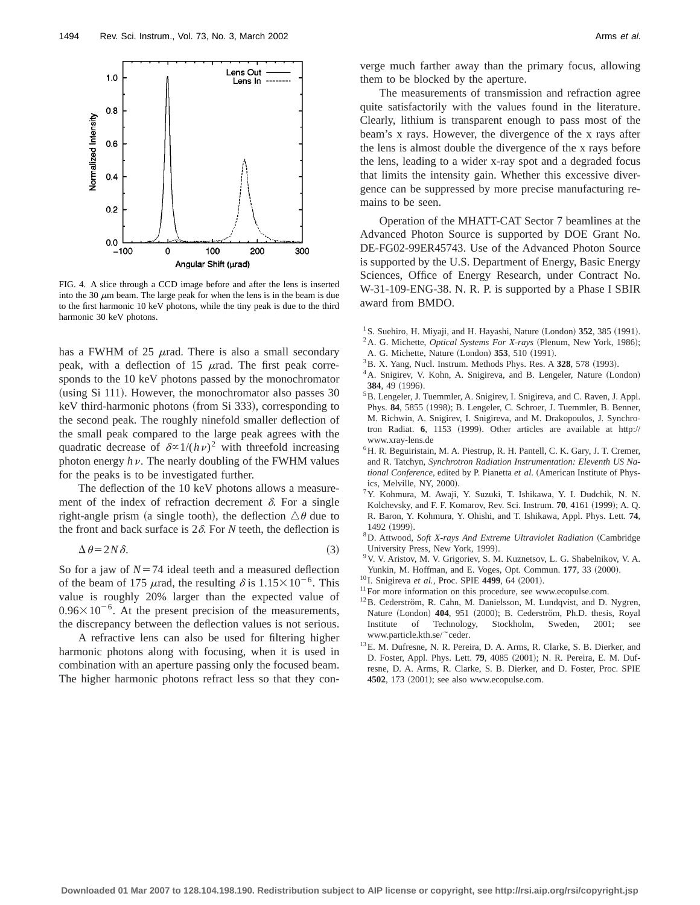Lens Out
Lens In
Normalized Intensity
Angular Shift (μrad)
1.0
0.8
0.6
0.4
0.2
0.0
−100
0
100
200
300

FIG. 4. A slice through a CCD image before and after the lens is inserted into the 30 $\mu$m beam. The large peak for when the lens is in the beam is due to the first harmonic 10 keV photons, while the tiny peak is due to the third harmonic 30 keV photons.

has a FWHM of 25 $\mu$rad. There is also a small secondary peak, with a deflection of 15 $\mu$rad. The first peak corresponds to the 10 keV photons passed by the monochromator (using Si 111). However, the monochromator also passes 30 keV third-harmonic photons (from Si 333), corresponding to the second peak. The roughly ninefold smaller deflection of the small peak compared to the large peak agrees with the quadratic decrease of $\delta \propto 1/(h\nu)^2$ with threefold increasing photon energy $h\nu$. The nearly doubling of the FWHM values for the peaks is to be investigated further.

The deflection of the 10 keV photons allows a measurement of the index of refraction decrement $\delta$. For a single right-angle prism (a single tooth), the deflection $\triangle\theta$ due to the front and back surface is $2\delta$. For $N$ teeth, the deflection is

$$\Delta\theta = 2N\delta. \tag{3}$$

So for a jaw of $N=74$ ideal teeth and a measured deflection of the beam of 175 $\mu$rad, the resulting $\delta$ is $1.15\times10^{-6}$. This value is roughly 20% larger than the expected value of $0.96\times10^{-6}$. At the present precision of the measurements, the discrepancy between the deflection values is not serious.

A refractive lens can also be used for filtering higher harmonic photons along with focusing, when it is used in combination with an aperture passing only the focused beam. The higher harmonic photons refract less so that they converge much farther away than the primary focus, allowing them to be blocked by the aperture.

The measurements of transmission and refraction agree quite satisfactorily with the values found in the literature. Clearly, lithium is transparent enough to pass most of the beam's x rays. However, the divergence of the x rays after the lens is almost double the divergence of the x rays before the lens, leading to a wider x-ray spot and a degraded focus that limits the intensity gain. Whether this excessive divergence can be suppressed by more precise manufacturing remains to be seen.

Operation of the MHATT-CAT Sector 7 beamlines at the Advanced Photon Source is supported by DOE Grant No. DE-FG02-99ER45743. Use of the Advanced Photon Source is supported by the U.S. Department of Energy, Basic Energy Sciences, Office of Energy Research, under Contract No. W-31-109-ENG-38. N. R. P. is supported by a Phase I SBIR award from BMDO.

[1] S. Suehiro, H. Miyaji, and H. Hayashi, Nature (London) **352**, 385 (1991).
[2] A. G. Michette, *Optical Systems For X-rays* (Plenum, New York, 1986); A. G. Michette, Nature (London) **353**, 510 (1991).
[3] B. X. Yang, Nucl. Instrum. Methods Phys. Res. A **328**, 578 (1993).
[4] A. Snigirev, V. Kohn, A. Snigireva, and B. Lengeler, Nature (London) **384**, 49 (1996).
[5] B. Lengeler, J. Tuemmler, A. Snigirev, I. Snigireva, and C. Raven, J. Appl. Phys. **84**, 5855 (1998); B. Lengeler, C. Schroer, J. Tuemmler, B. Benner, M. Richwin, A. Snigirev, I. Snigireva, and M. Drakopoulos, J. Synchrotron Radiat. **6**, 1153 (1999). Other articles are available at http://www.xray-lens.de
[6] H. R. Beguiristain, M. A. Piestrup, R. H. Pantell, C. K. Gary, J. T. Cremer, and R. Tatchyn, *Synchrotron Radiation Instrumentation: Eleventh US National Conference*, edited by P. Pianetta *et al.* (American Institute of Physics, Melville, NY, 2000).
[7] Y. Kohmura, M. Awaji, Y. Suzuki, T. Ishikawa, Y. I. Dudchik, N. N. Kolchevsky, and F. F. Komarov, Rev. Sci. Instrum. **70**, 4161 (1999); A. Q. R. Baron, Y. Kohmura, Y. Ohishi, and T. Ishikawa, Appl. Phys. Lett. **74**, 1492 (1999).
[8] D. Attwood, *Soft X-rays And Extreme Ultraviolet Radiation* (Cambridge University Press, New York, 1999).
[9] V. V. Aristov, M. V. Grigoriev, S. M. Kuznetsov, L. G. Shabelnikov, V. A. Yunkin, M. Hoffman, and E. Voges, Opt. Commun. **177**, 33 (2000).
[10] I. Snigireva *et al.*, Proc. SPIE **4499**, 64 (2001).
[11] For more information on this procedure, see www.ecopulse.com.
[12] B. Cederström, R. Cahn, M. Danielsson, M. Lundqvist, and D. Nygren, Nature (London) **404**, 951 (2000); B. Cederström, Ph.D. thesis, Royal Institute of Technology, Stockholm, Sweden, 2001; see www.particle.kth.se/~ceder.
[13] E. M. Dufresne, N. R. Pereira, D. A. Arms, R. Clarke, S. B. Dierker, and D. Foster, Appl. Phys. Lett. **79**, 4085 (2001); N. R. Pereira, E. M. Dufresne, D. A. Arms, R. Clarke, S. B. Dierker, and D. Foster, Proc. SPIE **4502**, 173 (2001); see also www.ecopulse.com.